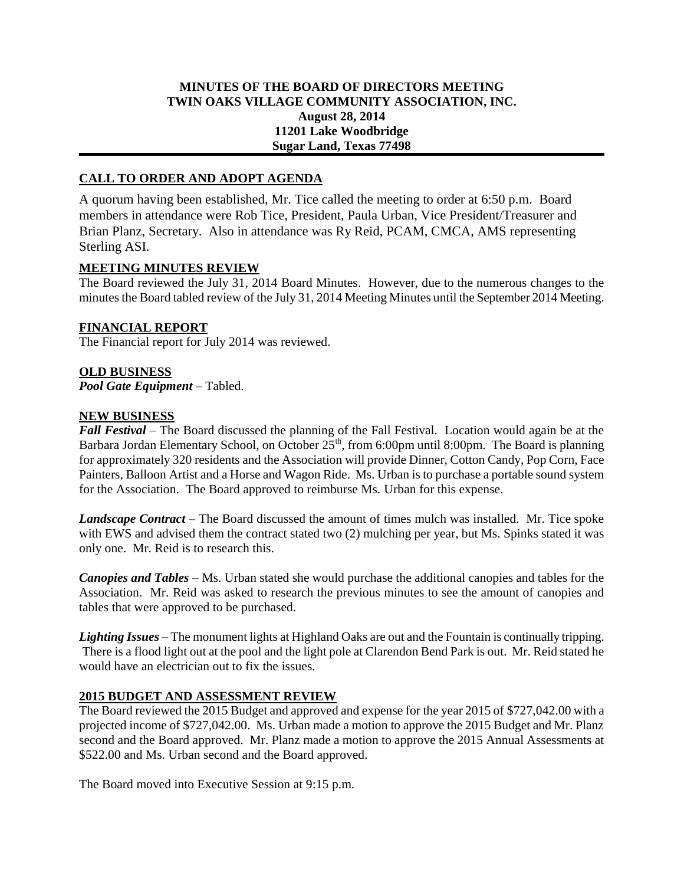**MINUTES OF THE BOARD OF DIRECTORS MEETING**
**TWIN OAKS VILLAGE COMMUNITY ASSOCIATION, INC.**
**August 28, 2014**
**11201 Lake Woodbridge**
**Sugar Land, Texas 77498**

## CALL TO ORDER AND ADOPT AGENDA

A quorum having been established, Mr. Tice called the meeting to order at 6:50 p.m. Board members in attendance were Rob Tice, President, Paula Urban, Vice President/Treasurer and Brian Planz, Secretary. Also in attendance was Ry Reid, PCAM, CMCA, AMS representing Sterling ASI.

## MEETING MINUTES REVIEW

The Board reviewed the July 31, 2014 Board Minutes. However, due to the numerous changes to the minutes the Board tabled review of the July 31, 2014 Meeting Minutes until the September 2014 Meeting.

## FINANCIAL REPORT

The Financial report for July 2014 was reviewed.

## OLD BUSINESS

***Pool Gate Equipment*** – Tabled.

## NEW BUSINESS

***Fall Festival*** – The Board discussed the planning of the Fall Festival. Location would again be at the Barbara Jordan Elementary School, on October 25th, from 6:00pm until 8:00pm. The Board is planning for approximately 320 residents and the Association will provide Dinner, Cotton Candy, Pop Corn, Face Painters, Balloon Artist and a Horse and Wagon Ride. Ms. Urban is to purchase a portable sound system for the Association. The Board approved to reimburse Ms. Urban for this expense.

***Landscape Contract*** – The Board discussed the amount of times mulch was installed. Mr. Tice spoke with EWS and advised them the contract stated two (2) mulching per year, but Ms. Spinks stated it was only one. Mr. Reid is to research this.

***Canopies and Tables*** – Ms. Urban stated she would purchase the additional canopies and tables for the Association. Mr. Reid was asked to research the previous minutes to see the amount of canopies and tables that were approved to be purchased.

***Lighting Issues*** – The monument lights at Highland Oaks are out and the Fountain is continually tripping. There is a flood light out at the pool and the light pole at Clarendon Bend Park is out. Mr. Reid stated he would have an electrician out to fix the issues.

## 2015 BUDGET AND ASSESSMENT REVIEW

The Board reviewed the 2015 Budget and approved and expense for the year 2015 of $727,042.00 with a projected income of $727,042.00. Ms. Urban made a motion to approve the 2015 Budget and Mr. Planz second and the Board approved. Mr. Planz made a motion to approve the 2015 Annual Assessments at $522.00 and Ms. Urban second and the Board approved.

The Board moved into Executive Session at 9:15 p.m.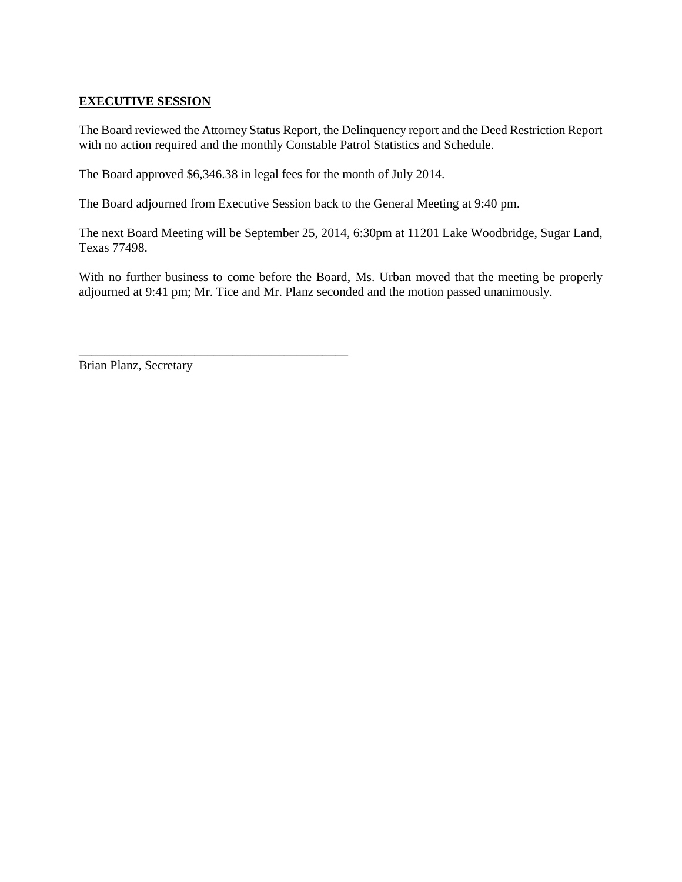**EXECUTIVE SESSION**

The Board reviewed the Attorney Status Report, the Delinquency report and the Deed Restriction Report with no action required and the monthly Constable Patrol Statistics and Schedule.

The Board approved $6,346.38 in legal fees for the month of July 2014.

The Board adjourned from Executive Session back to the General Meeting at 9:40 pm.

The next Board Meeting will be September 25, 2014, 6:30pm at 11201 Lake Woodbridge, Sugar Land, Texas 77498.

With no further business to come before the Board, Ms. Urban moved that the meeting be properly adjourned at 9:41 pm; Mr. Tice and Mr. Planz seconded and the motion passed unanimously.

\_\_\_\_\_\_\_\_\_\_\_\_\_\_\_\_\_\_\_\_\_\_\_\_\_\_\_\_\_\_\_\_\_\_\_\_\_\_\_\_\_\_\_\_

Brian Planz, Secretary